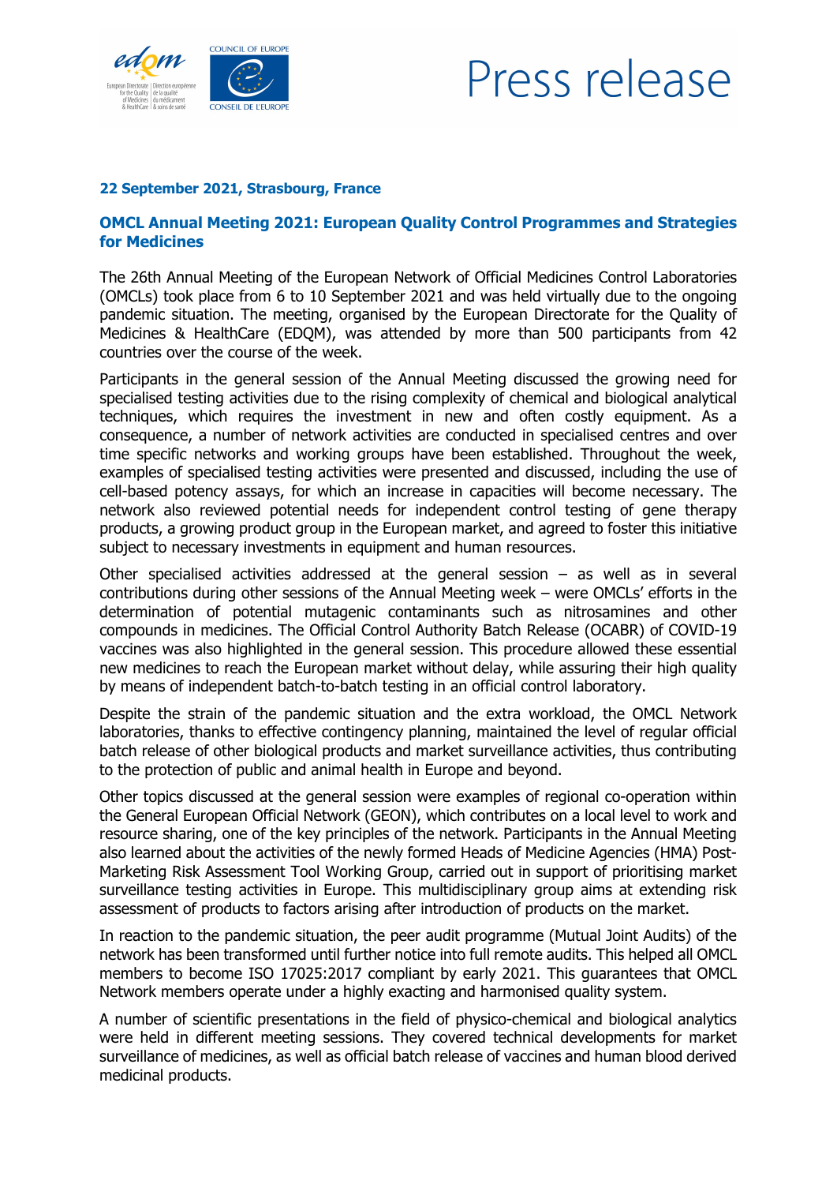# Press release

**22 September 2021, Strasbourg, France**

## OMCL Annual Meeting 2021: European Quality Control Programmes and Strategies for Medicines

The 26th Annual Meeting of the European Network of Official Medicines Control Laboratories (OMCLs) took place from 6 to 10 September 2021 and was held virtually due to the ongoing pandemic situation. The meeting, organised by the European Directorate for the Quality of Medicines & HealthCare (EDQM), was attended by more than 500 participants from 42 countries over the course of the week.

Participants in the general session of the Annual Meeting discussed the growing need for specialised testing activities due to the rising complexity of chemical and biological analytical techniques, which requires the investment in new and often costly equipment. As a consequence, a number of network activities are conducted in specialised centres and over time specific networks and working groups have been established. Throughout the week, examples of specialised testing activities were presented and discussed, including the use of cell-based potency assays, for which an increase in capacities will become necessary. The network also reviewed potential needs for independent control testing of gene therapy products, a growing product group in the European market, and agreed to foster this initiative subject to necessary investments in equipment and human resources.

Other specialised activities addressed at the general session – as well as in several contributions during other sessions of the Annual Meeting week – were OMCLs' efforts in the determination of potential mutagenic contaminants such as nitrosamines and other compounds in medicines. The Official Control Authority Batch Release (OCABR) of COVID-19 vaccines was also highlighted in the general session. This procedure allowed these essential new medicines to reach the European market without delay, while assuring their high quality by means of independent batch-to-batch testing in an official control laboratory.

Despite the strain of the pandemic situation and the extra workload, the OMCL Network laboratories, thanks to effective contingency planning, maintained the level of regular official batch release of other biological products and market surveillance activities, thus contributing to the protection of public and animal health in Europe and beyond.

Other topics discussed at the general session were examples of regional co-operation within the General European Official Network (GEON), which contributes on a local level to work and resource sharing, one of the key principles of the network. Participants in the Annual Meeting also learned about the activities of the newly formed Heads of Medicine Agencies (HMA) Post-Marketing Risk Assessment Tool Working Group, carried out in support of prioritising market surveillance testing activities in Europe. This multidisciplinary group aims at extending risk assessment of products to factors arising after introduction of products on the market.

In reaction to the pandemic situation, the peer audit programme (Mutual Joint Audits) of the network has been transformed until further notice into full remote audits. This helped all OMCL members to become ISO 17025:2017 compliant by early 2021. This guarantees that OMCL Network members operate under a highly exacting and harmonised quality system.

A number of scientific presentations in the field of physico-chemical and biological analytics were held in different meeting sessions. They covered technical developments for market surveillance of medicines, as well as official batch release of vaccines and human blood derived medicinal products.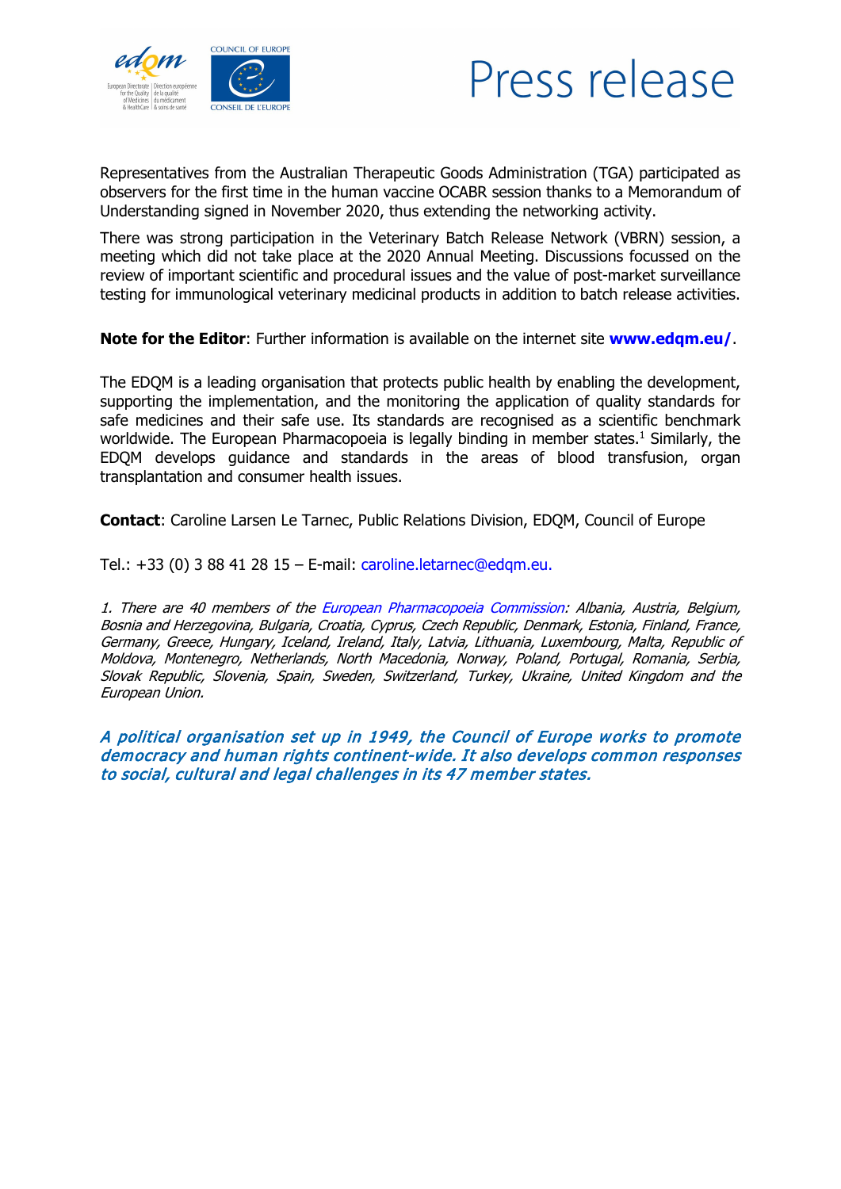Representatives from the Australian Therapeutic Goods Administration (TGA) participated as observers for the first time in the human vaccine OCABR session thanks to a Memorandum of Understanding signed in November 2020, thus extending the networking activity.

There was strong participation in the Veterinary Batch Release Network (VBRN) session, a meeting which did not take place at the 2020 Annual Meeting. Discussions focussed on the review of important scientific and procedural issues and the value of post-market surveillance testing for immunological veterinary medicinal products in addition to batch release activities.

**Note for the Editor**: Further information is available on the internet site **www.edqm.eu/**.

The EDQM is a leading organisation that protects public health by enabling the development, supporting the implementation, and the monitoring the application of quality standards for safe medicines and their safe use. Its standards are recognised as a scientific benchmark worldwide. The European Pharmacopoeia is legally binding in member states.[1] Similarly, the EDQM develops guidance and standards in the areas of blood transfusion, organ transplantation and consumer health issues.

**Contact**: Caroline Larsen Le Tarnec, Public Relations Division, EDQM, Council of Europe

Tel.: +33 (0) 3 88 41 28 15 – E-mail: caroline.letarnec@edqm.eu.

*1. There are 40 members of the European Pharmacopoeia Commission: Albania, Austria, Belgium, Bosnia and Herzegovina, Bulgaria, Croatia, Cyprus, Czech Republic, Denmark, Estonia, Finland, France, Germany, Greece, Hungary, Iceland, Ireland, Italy, Latvia, Lithuania, Luxembourg, Malta, Republic of Moldova, Montenegro, Netherlands, North Macedonia, Norway, Poland, Portugal, Romania, Serbia, Slovak Republic, Slovenia, Spain, Sweden, Switzerland, Turkey, Ukraine, United Kingdom and the European Union.*

***A political organisation set up in 1949, the Council of Europe works to promote democracy and human rights continent-wide. It also develops common responses to social, cultural and legal challenges in its 47 member states.***